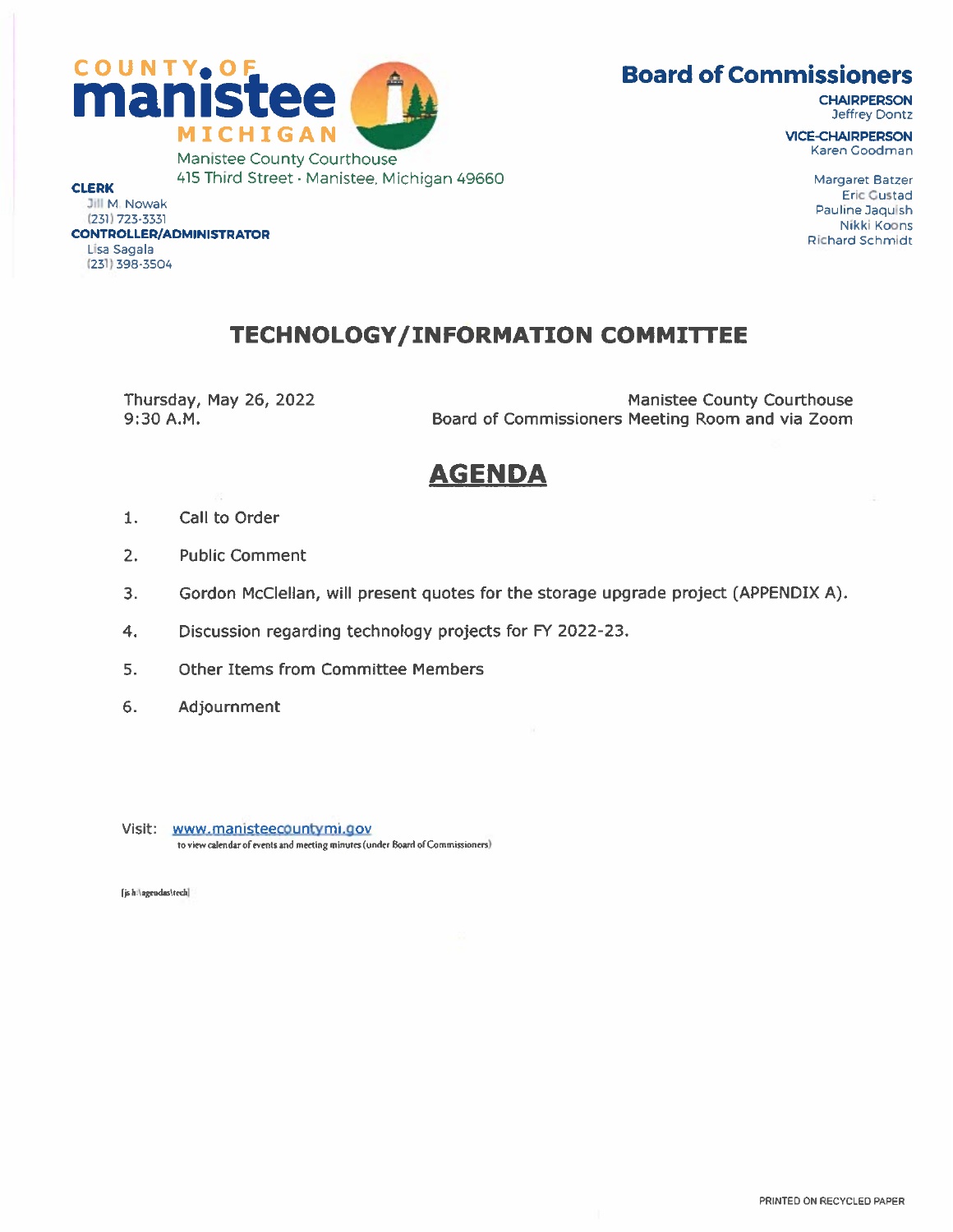COUNTY OF
**manistee**
MICHIGAN

Manistee County Courthouse
415 Third Street · Manistee, Michigan 49660

**CLERK**
Jill M. Nowak
(231) 723-3331

**CONTROLLER/ADMINISTRATOR**
Lisa Sagala
(231) 398-3504

## Board of Commissioners

**CHAIRPERSON**
Jeffrey Dontz

**VICE-CHAIRPERSON**
Karen Goodman

Margaret Batzer
Eric Gustad
Pauline Jaquish
Nikki Koons
Richard Schmidt

# TECHNOLOGY/INFORMATION COMMITTEE

Thursday, May 26, 2022
9:30 A.M.

Manistee County Courthouse
Board of Commissioners Meeting Room and via Zoom

## AGENDA

1. Call to Order
2. Public Comment
3. Gordon McClellan, will present quotes for the storage upgrade project (APPENDIX A).
4. Discussion regarding technology projects for FY 2022-23.
5. Other Items from Committee Members
6. Adjournment

Visit: www.manisteecountymi.gov
to view calendar of events and meeting minutes (under Board of Commissioners)

[js h:\agendas\tech]

PRINTED ON RECYCLED PAPER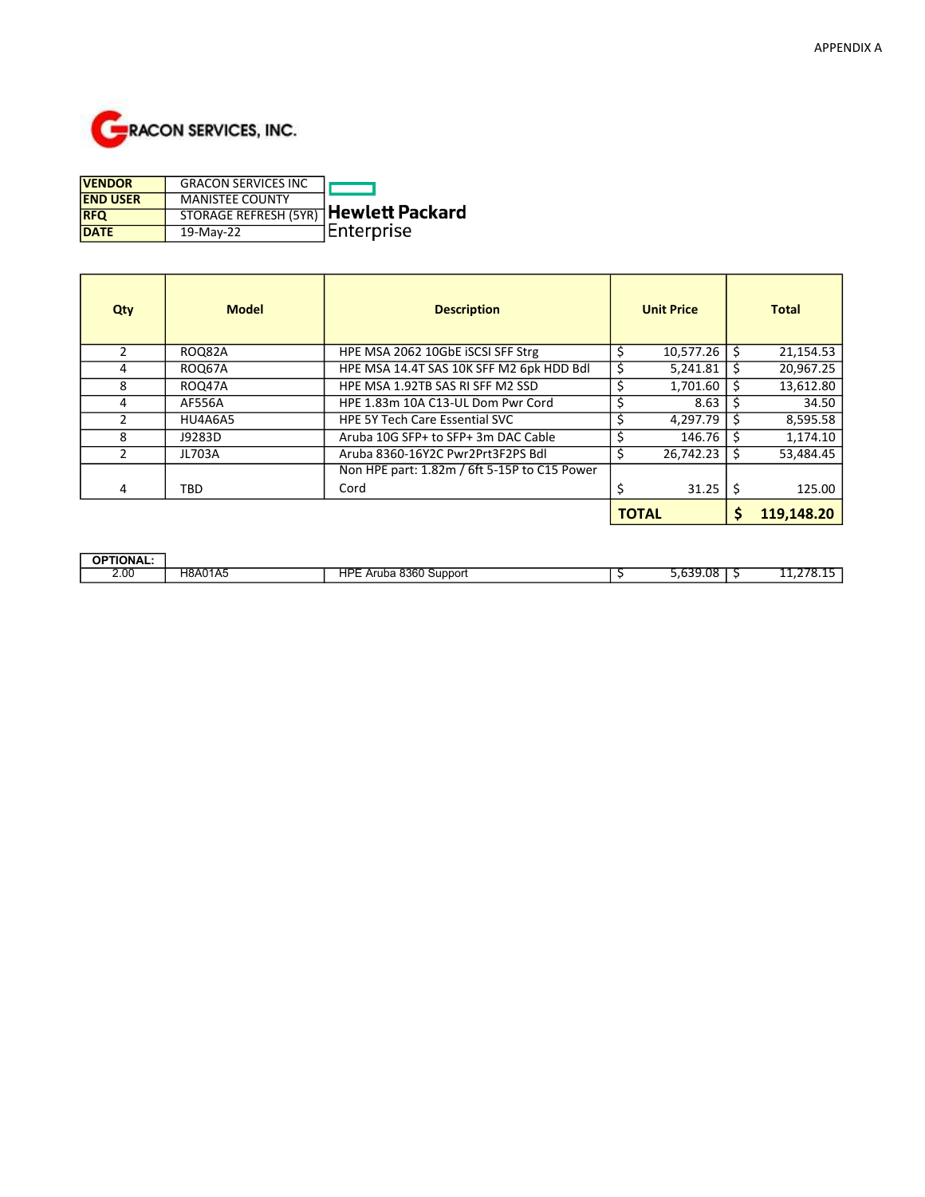APPENDIX A

GRACON SERVICES, INC.

| | |
|---|---|
| **VENDOR** | GRACON SERVICES INC |
| **END USER** | MANISTEE COUNTY |
| **RFQ** | STORAGE REFRESH (5YR) |
| **DATE** | 19-May-22 |

Hewlett Packard Enterprise

| Qty | Model | Description | Unit Price | Total |
|---|---|---|---|---|
| 2 | ROQ82A | HPE MSA 2062 10GbE iSCSI SFF Strg | $ 10,577.26 | $ 21,154.53 |
| 4 | ROQ67A | HPE MSA 14.4T SAS 10K SFF M2 6pk HDD Bdl | $ 5,241.81 | $ 20,967.25 |
| 8 | ROQ47A | HPE MSA 1.92TB SAS RI SFF M2 SSD | $ 1,701.60 | $ 13,612.80 |
| 4 | AF556A | HPE 1.83m 10A C13-UL Dom Pwr Cord | $ 8.63 | $ 34.50 |
| 2 | HU4A6A5 | HPE 5Y Tech Care Essential SVC | $ 4,297.79 | $ 8,595.58 |
| 8 | J9283D | Aruba 10G SFP+ to SFP+ 3m DAC Cable | $ 146.76 | $ 1,174.10 |
| 2 | JL703A | Aruba 8360-16Y2C Pwr2Prt3F2PS Bdl | $ 26,742.23 | $ 53,484.45 |
| 4 | TBD | Non HPE part: 1.82m / 6ft 5-15P to C15 Power Cord | $ 31.25 | $ 125.00 |
| | | | **TOTAL** | **$ 119,148.20** |

| OPTIONAL: | | | | |
|---|---|---|---|---|
| 2.00 | H8A01A5 | HPE Aruba 8360 Support | $ 5,639.08 | $ 11,278.15 |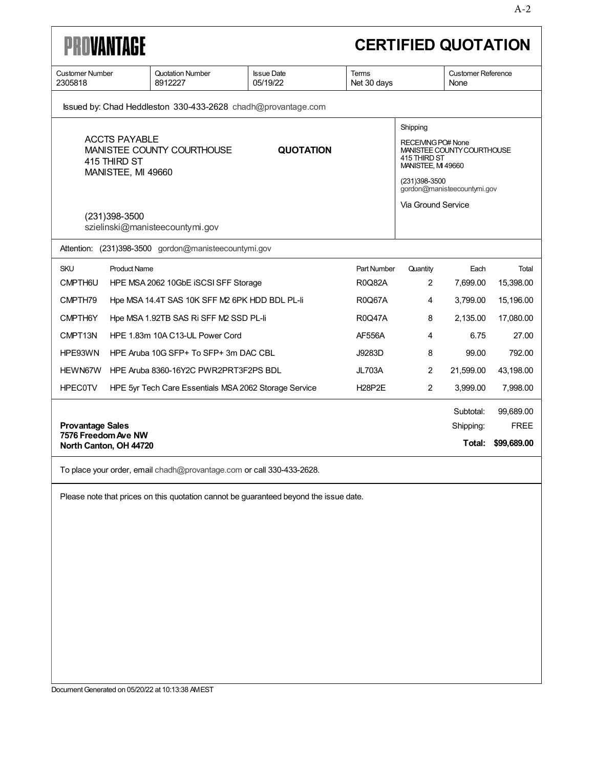# PROVANTAGE

# CERTIFIED QUOTATION

| Customer Number | Quotation Number | Issue Date | Terms | Customer Reference |
|---|---|---|---|---|
| 2305818 | 8912227 | 05/19/22 | Net 30 days | None |

Issued by: Chad Heddleston 330-433-2628 chadh@provantage.com

ACCTS PAYABLE
MANISTEE COUNTY COURTHOUSE
415 THIRD ST
MANISTEE, MI 49660

**QUOTATION**

(231)398-3500
szielinski@manisteecountymi.gov

Shipping

RECEIVING PO# None
MANISTEE COUNTY COURTHOUSE
415 THIRD ST
MANISTEE, MI 49660

(231)398-3500
gordon@manisteecountymi.gov

Via Ground Service

Attention: (231)398-3500 gordon@manisteecountymi.gov

| SKU | Product Name | Part Number | Quantity | Each | Total |
|---|---|---|---|---|---|
| CMPTH6U | HPE MSA 2062 10GbE iSCSI SFF Storage | R0Q82A | 2 | 7,699.00 | 15,398.00 |
| CMPTH79 | Hpe MSA 14.4T SAS 10K SFF M2 6PK HDD BDL PL-li | R0Q67A | 4 | 3,799.00 | 15,196.00 |
| CMPTH6Y | Hpe MSA 1.92TB SAS Ri SFF M2 SSD PL-li | R0Q47A | 8 | 2,135.00 | 17,080.00 |
| CMPT13N | HPE 1.83m 10A C13-UL Power Cord | AF556A | 4 | 6.75 | 27.00 |
| HPE93WN | HPE Aruba 10G SFP+ To SFP+ 3m DAC CBL | J9283D | 8 | 99.00 | 792.00 |
| HEWN67W | HPE Aruba 8360-16Y2C PWR2PRT3F2PS BDL | JL703A | 2 | 21,599.00 | 43,198.00 |
| HPEC0TV | HPE 5yr Tech Care Essentials MSA 2062 Storage Service | H28P2E | 2 | 3,999.00 | 7,998.00 |

**Provantage Sales**
**7576 Freedom Ave NW**
**North Canton, OH 44720**

| | |
|---|---|
| Subtotal: | 99,689.00 |
| Shipping: | FREE |
| **Total:** | **$99,689.00** |

To place your order, email chadh@provantage.com or call 330-433-2628.

Please note that prices on this quotation cannot be guaranteed beyond the issue date.

Document Generated on 05/20/22 at 10:13:38 AM EST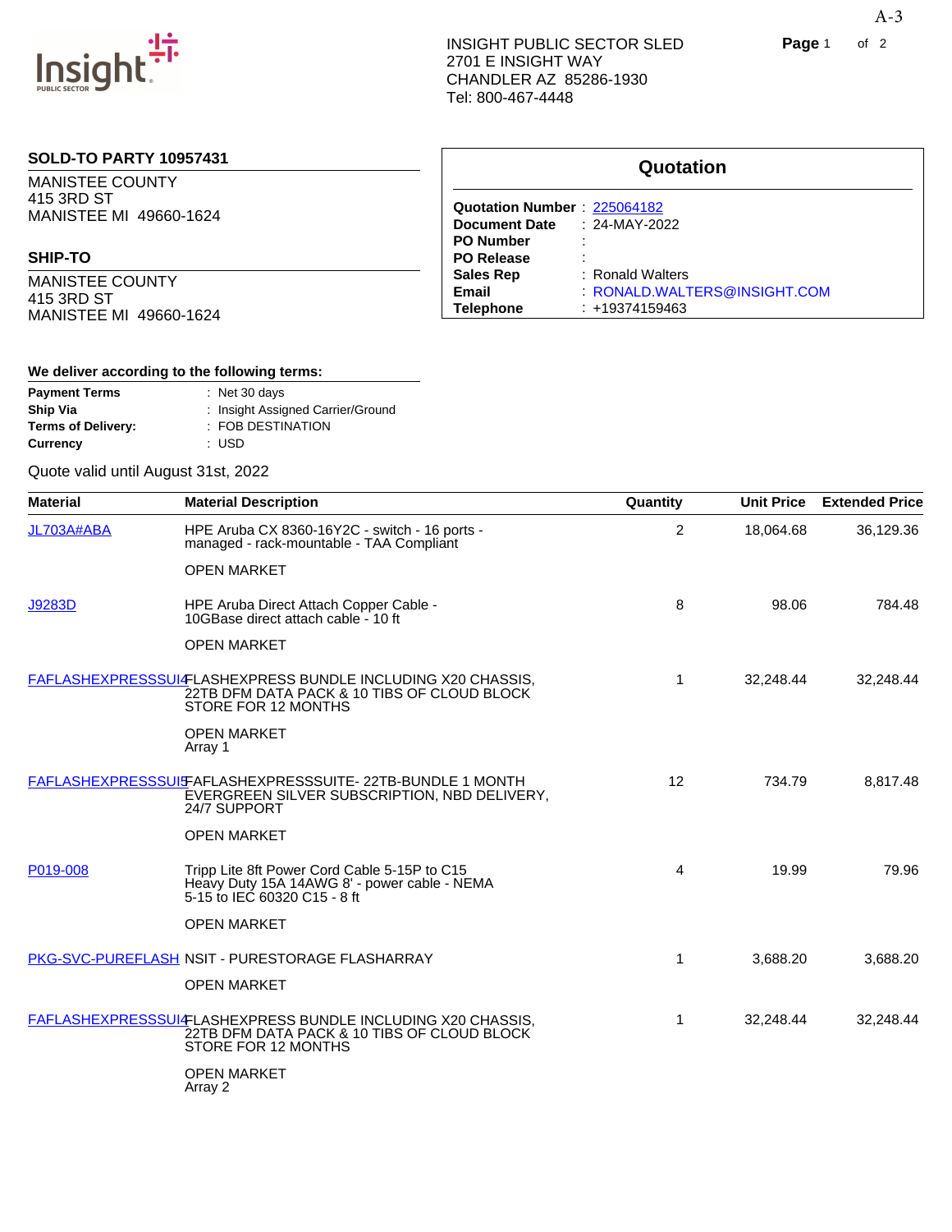A-3

**INSIGHT PUBLIC SECTOR SLED**
2701 E INSIGHT WAY
CHANDLER AZ 85286-1930
Tel: 800-467-4448

**SOLD-TO PARTY 10957431**

MANISTEE COUNTY
415 3RD ST
MANISTEE MI 49660-1624

**SHIP-TO**

MANISTEE COUNTY
415 3RD ST
MANISTEE MI 49660-1624

## Quotation

| | |
|---|---|
| **Quotation Number** | 225064182 |
| **Document Date** | 24-MAY-2022 |
| **PO Number** | |
| **PO Release** | |
| **Sales Rep** | Ronald Walters |
| **Email** | RONALD.WALTERS@INSIGHT.COM |
| **Telephone** | +19374159463 |

**We deliver according to the following terms:**

| | |
|---|---|
| **Payment Terms** | Net 30 days |
| **Ship Via** | Insight Assigned Carrier/Ground |
| **Terms of Delivery:** | FOB DESTINATION |
| **Currency** | USD |

Quote valid until August 31st, 2022

| Material | Material Description | Quantity | Unit Price | Extended Price |
|---|---|---|---|---|
| JL703A#ABA | HPE Aruba CX 8360-16Y2C - switch - 16 ports - managed - rack-mountable - TAA Compliant<br><br>OPEN MARKET | 2 | 18,064.68 | 36,129.36 |
| J9283D | HPE Aruba Direct Attach Copper Cable - 10GBase direct attach cable - 10 ft<br><br>OPEN MARKET | 8 | 98.06 | 784.48 |
| FAFLASHEXPRESSSUI4 | FLASHEXPRESS BUNDLE INCLUDING X20 CHASSIS, 22TB DFM DATA PACK & 10 TIBS OF CLOUD BLOCK STORE FOR 12 MONTHS<br><br>OPEN MARKET<br>Array 1 | 1 | 32,248.44 | 32,248.44 |
| FAFLASHEXPRESSSUI5 | FAFLASHEXPRESSSUITE- 22TB-BUNDLE 1 MONTH EVERGREEN SILVER SUBSCRIPTION, NBD DELIVERY, 24/7 SUPPORT<br><br>OPEN MARKET | 12 | 734.79 | 8,817.48 |
| P019-008 | Tripp Lite 8ft Power Cord Cable 5-15P to C15 Heavy Duty 15A 14AWG 8' - power cable - NEMA 5-15 to IEC 60320 C15 - 8 ft<br><br>OPEN MARKET | 4 | 19.99 | 79.96 |
| PKG-SVC-PUREFLASH | NSIT - PURESTORAGE FLASHARRAY<br><br>OPEN MARKET | 1 | 3,688.20 | 3,688.20 |
| FAFLASHEXPRESSSUI4 | FLASHEXPRESS BUNDLE INCLUDING X20 CHASSIS, 22TB DFM DATA PACK & 10 TIBS OF CLOUD BLOCK STORE FOR 12 MONTHS<br><br>OPEN MARKET<br>Array 2 | 1 | 32,248.44 | 32,248.44 |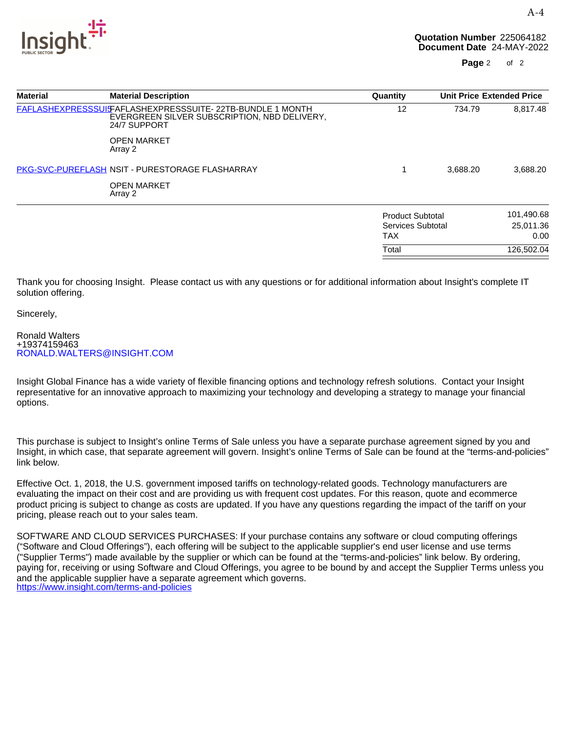**Quotation Number** 225064182
**Document Date** 24-MAY-2022

| Material | Material Description | Quantity | Unit Price | Extended Price |
|---|---|---|---|---|
| FAFLASHEXPRESSSUI5 | FAFLASHEXPRESSSUITE- 22TB-BUNDLE 1 MONTH EVERGREEN SILVER SUBSCRIPTION, NBD DELIVERY, 24/7 SUPPORT<br><br>OPEN MARKET<br>Array 2 | 12 | 734.79 | 8,817.48 |
| PKG-SVC-PUREFLASH | NSIT - PURESTORAGE FLASHARRAY<br><br>OPEN MARKET<br>Array 2 | 1 | 3,688.20 | 3,688.20 |

| | |
|---|---|
| Product Subtotal | 101,490.68 |
| Services Subtotal | 25,011.36 |
| TAX | 0.00 |
| Total | 126,502.04 |

Thank you for choosing Insight. Please contact us with any questions or for additional information about Insight's complete IT solution offering.

Sincerely,

Ronald Walters
+19374159463
RONALD.WALTERS@INSIGHT.COM

Insight Global Finance has a wide variety of flexible financing options and technology refresh solutions. Contact your Insight representative for an innovative approach to maximizing your technology and developing a strategy to manage your financial options.

This purchase is subject to Insight's online Terms of Sale unless you have a separate purchase agreement signed by you and Insight, in which case, that separate agreement will govern. Insight's online Terms of Sale can be found at the "terms-and-policies" link below.

Effective Oct. 1, 2018, the U.S. government imposed tariffs on technology-related goods. Technology manufacturers are evaluating the impact on their cost and are providing us with frequent cost updates. For this reason, quote and ecommerce product pricing is subject to change as costs are updated. If you have any questions regarding the impact of the tariff on your pricing, please reach out to your sales team.

SOFTWARE AND CLOUD SERVICES PURCHASES: If your purchase contains any software or cloud computing offerings ("Software and Cloud Offerings"), each offering will be subject to the applicable supplier's end user license and use terms ("Supplier Terms") made available by the supplier or which can be found at the "terms-and-policies" link below. By ordering, paying for, receiving or using Software and Cloud Offerings, you agree to be bound by and accept the Supplier Terms unless you and the applicable supplier have a separate agreement which governs.
https://www.insight.com/terms-and-policies